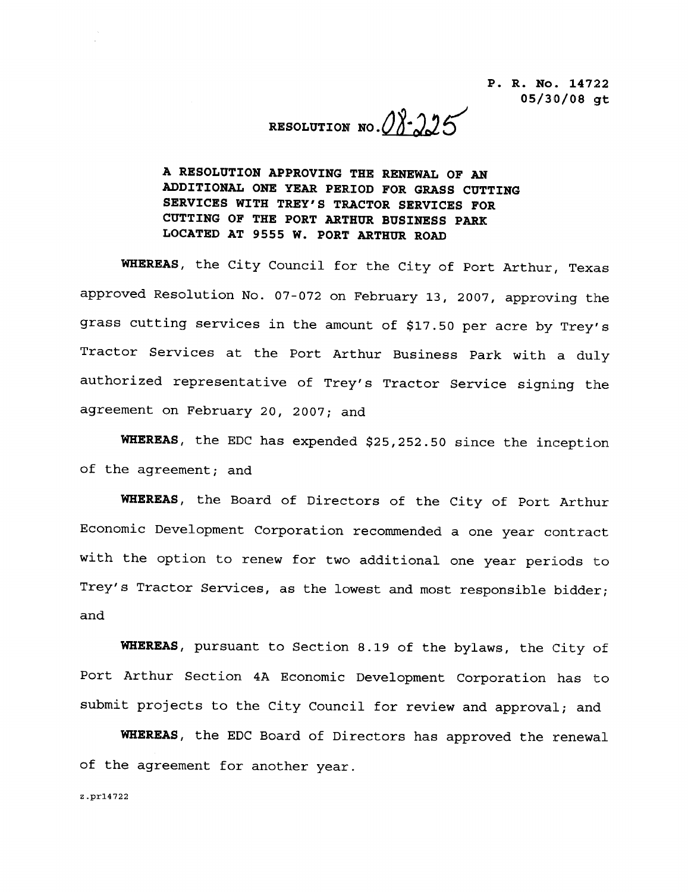P. R. No. 14722
05/30/08 gt

RESOLUTION NO. 08-225

**A RESOLUTION APPROVING THE RENEWAL OF AN ADDITIONAL ONE YEAR PERIOD FOR GRASS CUTTING SERVICES WITH TREY'S TRACTOR SERVICES FOR CUTTING OF THE PORT ARTHUR BUSINESS PARK LOCATED AT 9555 W. PORT ARTHUR ROAD**

**WHEREAS**, the City Council for the City of Port Arthur, Texas approved Resolution No. 07-072 on February 13, 2007, approving the grass cutting services in the amount of $17.50 per acre by Trey's Tractor Services at the Port Arthur Business Park with a duly authorized representative of Trey's Tractor Service signing the agreement on February 20, 2007; and

**WHEREAS**, the EDC has expended $25,252.50 since the inception of the agreement; and

**WHEREAS**, the Board of Directors of the City of Port Arthur Economic Development Corporation recommended a one year contract with the option to renew for two additional one year periods to Trey's Tractor Services, as the lowest and most responsible bidder; and

**WHEREAS**, pursuant to Section 8.19 of the bylaws, the City of Port Arthur Section 4A Economic Development Corporation has to submit projects to the City Council for review and approval; and

**WHEREAS**, the EDC Board of Directors has approved the renewal of the agreement for another year.

z.pr14722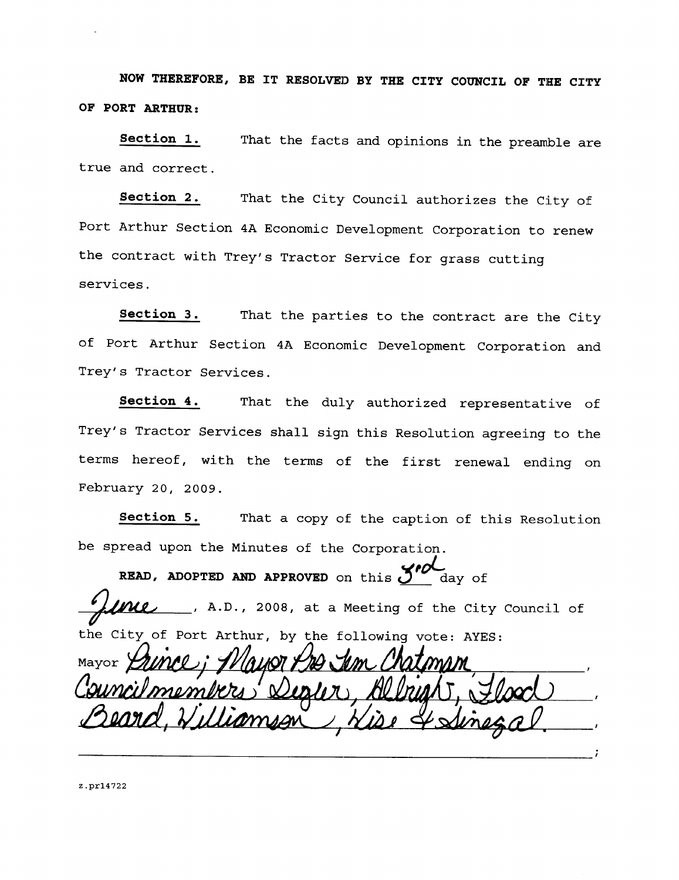**NOW THEREFORE, BE IT RESOLVED BY THE CITY COUNCIL OF THE CITY OF PORT ARTHUR:**

**Section 1.** That the facts and opinions in the preamble are true and correct.

**Section 2.** That the City Council authorizes the City of Port Arthur Section 4A Economic Development Corporation to renew the contract with Trey's Tractor Service for grass cutting services.

**Section 3.** That the parties to the contract are the City of Port Arthur Section 4A Economic Development Corporation and Trey's Tractor Services.

**Section 4.** That the duly authorized representative of Trey's Tractor Services shall sign this Resolution agreeing to the terms hereof, with the terms of the first renewal ending on February 20, 2009.

**Section 5.** That a copy of the caption of this Resolution be spread upon the Minutes of the Corporation.

**READ, ADOPTED AND APPROVED** on this 3rd day of June, A.D., 2008, at a Meeting of the City Council of the City of Port Arthur, by the following vote: AYES: Mayor Prince; Mayor Pro Tem Chatman, Councilmembers Segler, Albright, Flood, Beard, Williamson, Wise & Senegal.

_______________________________________________;

z.pr14722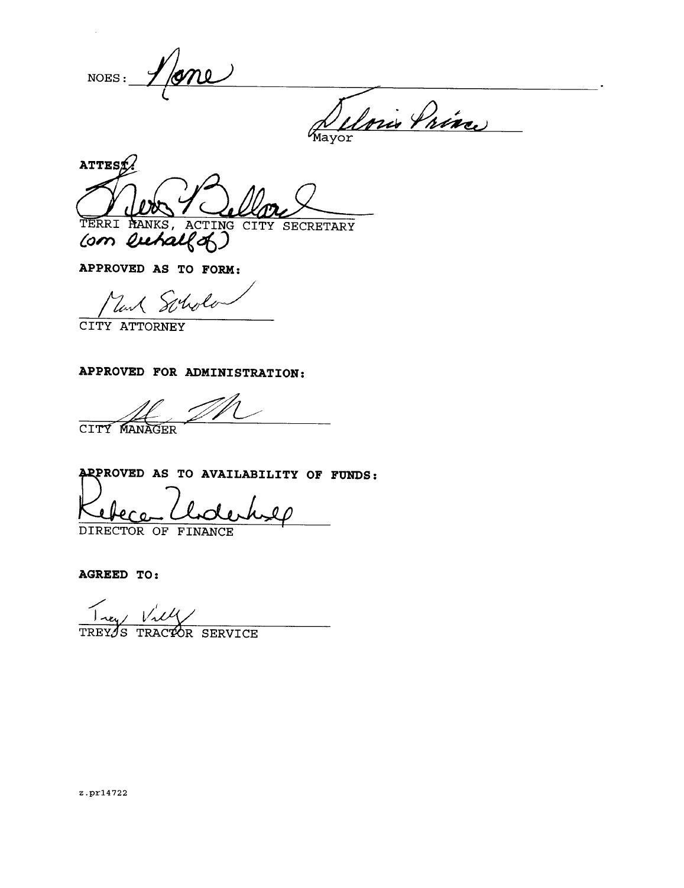NOES: None

Deloris Prince
Mayor

**ATTEST:**

TERRI HANKS, ACTING CITY SECRETARY
(on behalf of)

**APPROVED AS TO FORM:**

CITY ATTORNEY

**APPROVED FOR ADMINISTRATION:**

CITY MANAGER

**APPROVED AS TO AVAILABILITY OF FUNDS:**

DIRECTOR OF FINANCE

**AGREED TO:**

TREY'S TRACTOR SERVICE

z.pr14722